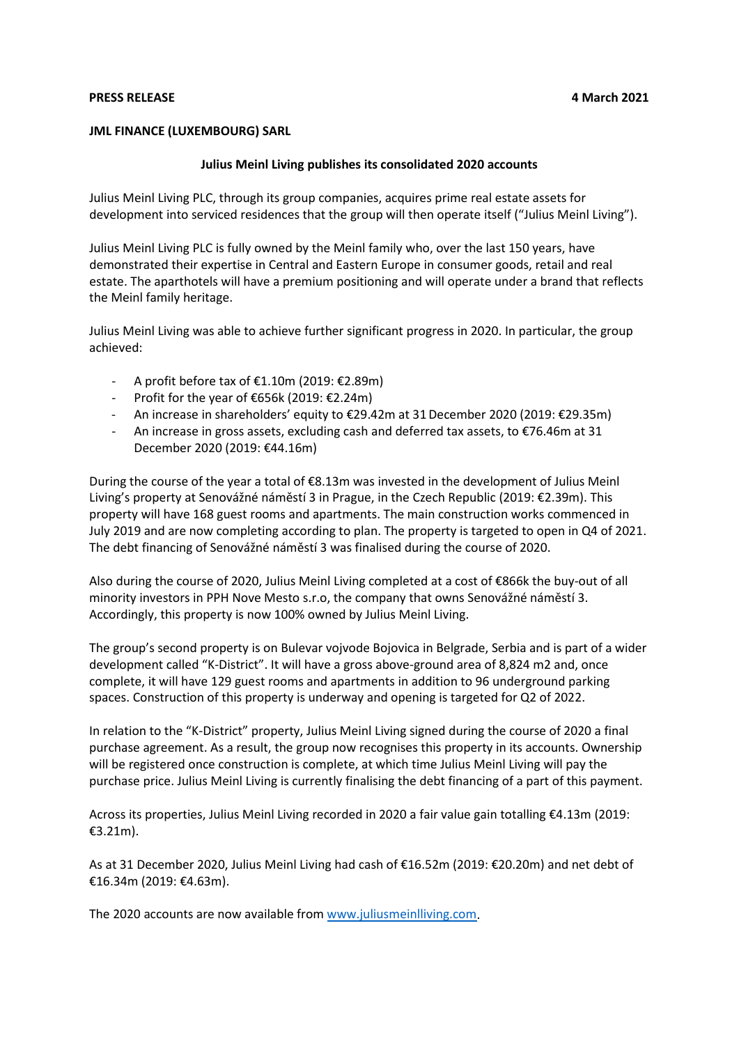**PRESS RELEASE** **4 March 2021**

**JML FINANCE (LUXEMBOURG) SARL**

**Julius Meinl Living publishes its consolidated 2020 accounts**

Julius Meinl Living PLC, through its group companies, acquires prime real estate assets for development into serviced residences that the group will then operate itself ("Julius Meinl Living").

Julius Meinl Living PLC is fully owned by the Meinl family who, over the last 150 years, have demonstrated their expertise in Central and Eastern Europe in consumer goods, retail and real estate. The aparthotels will have a premium positioning and will operate under a brand that reflects the Meinl family heritage.

Julius Meinl Living was able to achieve further significant progress in 2020. In particular, the group achieved:

- A profit before tax of €1.10m (2019: €2.89m)
- Profit for the year of €656k (2019: €2.24m)
- An increase in shareholders' equity to €29.42m at 31 December 2020 (2019: €29.35m)
- An increase in gross assets, excluding cash and deferred tax assets, to €76.46m at 31 December 2020 (2019: €44.16m)

During the course of the year a total of €8.13m was invested in the development of Julius Meinl Living's property at Senovážné náměstí 3 in Prague, in the Czech Republic (2019: €2.39m). This property will have 168 guest rooms and apartments. The main construction works commenced in July 2019 and are now completing according to plan. The property is targeted to open in Q4 of 2021. The debt financing of Senovážné náměstí 3 was finalised during the course of 2020.

Also during the course of 2020, Julius Meinl Living completed at a cost of €866k the buy-out of all minority investors in PPH Nove Mesto s.r.o, the company that owns Senovážné náměstí 3. Accordingly, this property is now 100% owned by Julius Meinl Living.

The group's second property is on Bulevar vojvode Bojovica in Belgrade, Serbia and is part of a wider development called "K-District". It will have a gross above-ground area of 8,824 m2 and, once complete, it will have 129 guest rooms and apartments in addition to 96 underground parking spaces. Construction of this property is underway and opening is targeted for Q2 of 2022.

In relation to the "K-District" property, Julius Meinl Living signed during the course of 2020 a final purchase agreement. As a result, the group now recognises this property in its accounts. Ownership will be registered once construction is complete, at which time Julius Meinl Living will pay the purchase price. Julius Meinl Living is currently finalising the debt financing of a part of this payment.

Across its properties, Julius Meinl Living recorded in 2020 a fair value gain totalling €4.13m (2019: €3.21m).

As at 31 December 2020, Julius Meinl Living had cash of €16.52m (2019: €20.20m) and net debt of €16.34m (2019: €4.63m).

The 2020 accounts are now available from [www.juliusmeinlliving.com](www.juliusmeinlliving.com).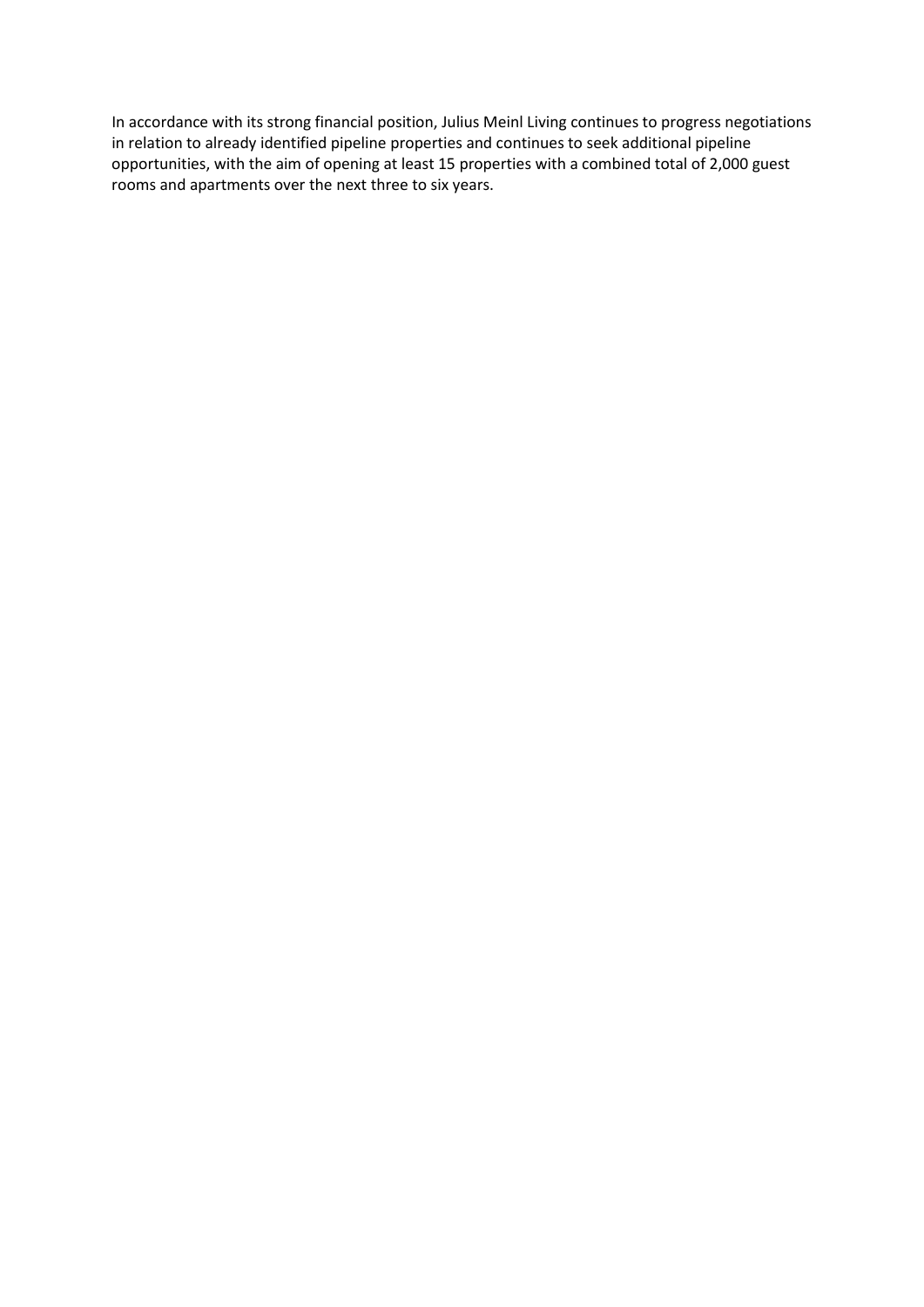In accordance with its strong financial position, Julius Meinl Living continues to progress negotiations in relation to already identified pipeline properties and continues to seek additional pipeline opportunities, with the aim of opening at least 15 properties with a combined total of 2,000 guest rooms and apartments over the next three to six years.